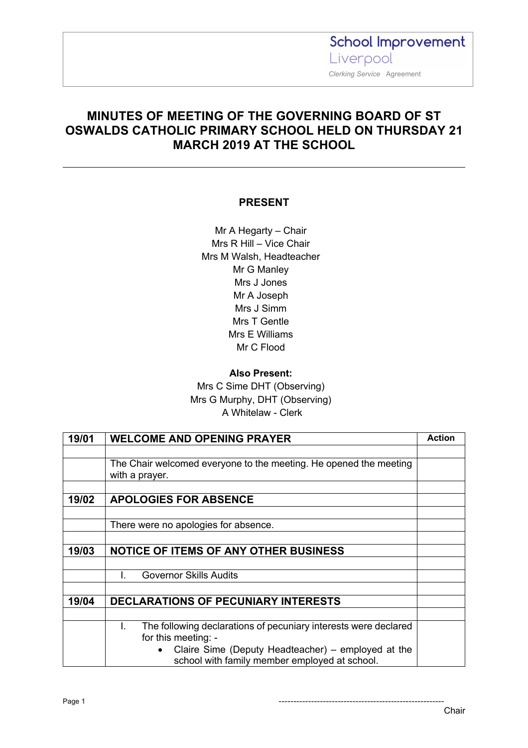School Improvement Liverpool

*Clerking Service* Agreement

# MINUTES OF MEETING OF THE GOVERNING BOARD OF ST OSWALDS CATHOLIC PRIMARY SCHOOL HELD ON THURSDAY 21 MARCH 2019 AT THE SCHOOL

## PRESENT

Mr A Hegarty – Chair
Mrs R Hill – Vice Chair
Mrs M Walsh, Headteacher
Mr G Manley
Mrs J Jones
Mr A Joseph
Mrs J Simm
Mrs T Gentle
Mrs E Williams
Mr C Flood

**Also Present:**
Mrs C Sime DHT (Observing)
Mrs G Murphy, DHT (Observing)
A Whitelaw - Clerk

| | | Action |
|---|---|---|
| **19/01** | **WELCOME AND OPENING PRAYER** | |
| | | |
| | The Chair welcomed everyone to the meeting. He opened the meeting with a prayer. | |
| | | |
| **19/02** | **APOLOGIES FOR ABSENCE** | |
| | | |
| | There were no apologies for absence. | |
| | | |
| **19/03** | **NOTICE OF ITEMS OF ANY OTHER BUSINESS** | |
| | | |
| | I. Governor Skills Audits | |
| | | |
| **19/04** | **DECLARATIONS OF PECUNIARY INTERESTS** | |
| | | |
| | I. The following declarations of pecuniary interests were declared for this meeting: - <br>• Claire Sime (Deputy Headteacher) – employed at the school with family member employed at school. | |

-------------------------------------------------------
Chair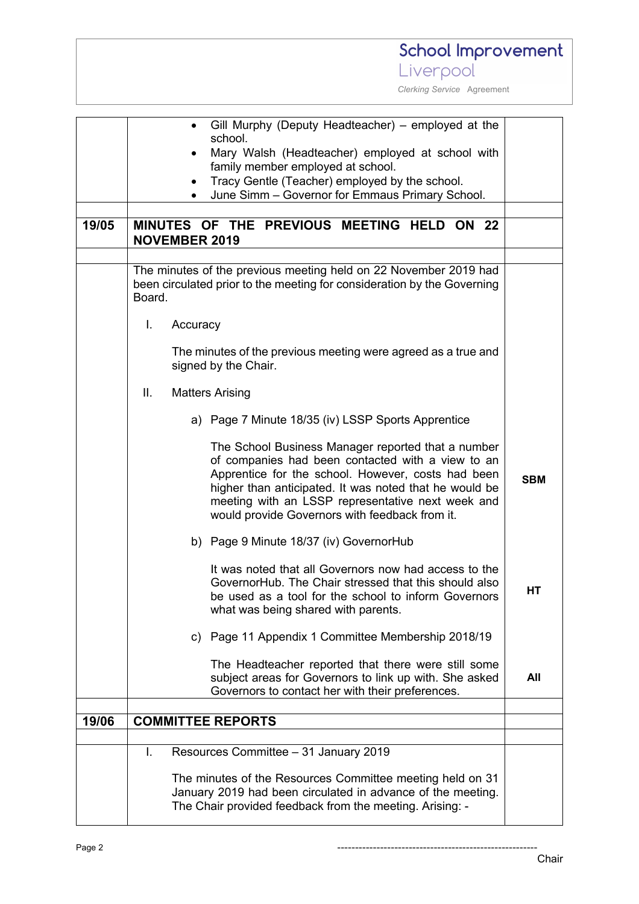| | | |
|---|---|---|
| | • Gill Murphy (Deputy Headteacher) – employed at the school.<br>• Mary Walsh (Headteacher) employed at school with family member employed at school.<br>• Tracy Gentle (Teacher) employed by the school.<br>• June Simm – Governor for Emmaus Primary School. | |
| | | |
| **19/05** | **MINUTES OF THE PREVIOUS MEETING HELD ON 22 NOVEMBER 2019** | |
| | | |
| | The minutes of the previous meeting held on 22 November 2019 had been circulated prior to the meeting for consideration by the Governing Board.<br><br>I. Accuracy<br><br>The minutes of the previous meeting were agreed as a true and signed by the Chair.<br><br>II. Matters Arising<br><br>a) Page 7 Minute 18/35 (iv) LSSP Sports Apprentice<br><br>The School Business Manager reported that a number of companies had been contacted with a view to an Apprentice for the school. However, costs had been higher than anticipated. It was noted that he would be meeting with an LSSP representative next week and would provide Governors with feedback from it. | **SBM** |
| | b) Page 9 Minute 18/37 (iv) GovernorHub<br><br>It was noted that all Governors now had access to the GovernorHub. The Chair stressed that this should also be used as a tool for the school to inform Governors what was being shared with parents. | **HT** |
| | c) Page 11 Appendix 1 Committee Membership 2018/19<br><br>The Headteacher reported that there were still some subject areas for Governors to link up with. She asked Governors to contact her with their preferences. | **All** |
| | | |
| **19/06** | **COMMITTEE REPORTS** | |
| | | |
| | I. Resources Committee – 31 January 2019<br><br>The minutes of the Resources Committee meeting held on 31 January 2019 had been circulated in advance of the meeting. The Chair provided feedback from the meeting. Arising: - | |

--------------------------------------------------------
Chair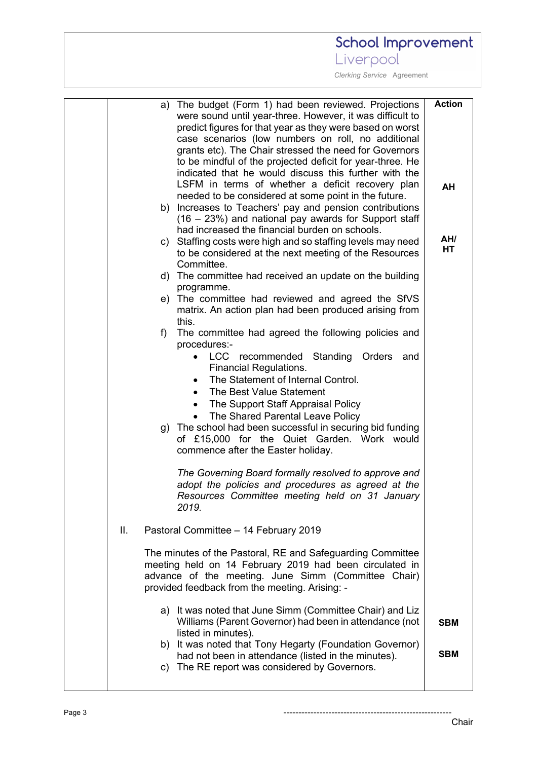| | | Action |
|---|---|---|
| | a) The budget (Form 1) had been reviewed. Projections were sound until year-three. However, it was difficult to predict figures for that year as they were based on worst case scenarios (low numbers on roll, no additional grants etc). The Chair stressed the need for Governors to be mindful of the projected deficit for year-three. He indicated that he would discuss this further with the LSFM in terms of whether a deficit recovery plan needed to be considered at some point in the future. | AH |
| | b) Increases to Teachers' pay and pension contributions (16 – 23%) and national pay awards for Support staff had increased the financial burden on schools. | |
| | c) Staffing costs were high and so staffing levels may need to be considered at the next meeting of the Resources Committee. | AH/ HT |
| | d) The committee had received an update on the building programme. | |
| | e) The committee had reviewed and agreed the SfVS matrix. An action plan had been produced arising from this. | |
| | f) The committee had agreed the following policies and procedures:-<br>• LCC recommended Standing Orders and Financial Regulations.<br>• The Statement of Internal Control.<br>• The Best Value Statement<br>• The Support Staff Appraisal Policy<br>• The Shared Parental Leave Policy | |
| | g) The school had been successful in securing bid funding of £15,000 for the Quiet Garden. Work would commence after the Easter holiday. | |
| | *The Governing Board formally resolved to approve and adopt the policies and procedures as agreed at the Resources Committee meeting held on 31 January 2019.* | |
| | II. Pastoral Committee – 14 February 2019 | |
| | The minutes of the Pastoral, RE and Safeguarding Committee meeting held on 14 February 2019 had been circulated in advance of the meeting. June Simm (Committee Chair) provided feedback from the meeting. Arising: - | |
| | a) It was noted that June Simm (Committee Chair) and Liz Williams (Parent Governor) had been in attendance (not listed in minutes). | SBM |
| | b) It was noted that Tony Hegarty (Foundation Governor) had not been in attendance (listed in the minutes). | SBM |
| | c) The RE report was considered by Governors. | |

------------------------------------------------------
Chair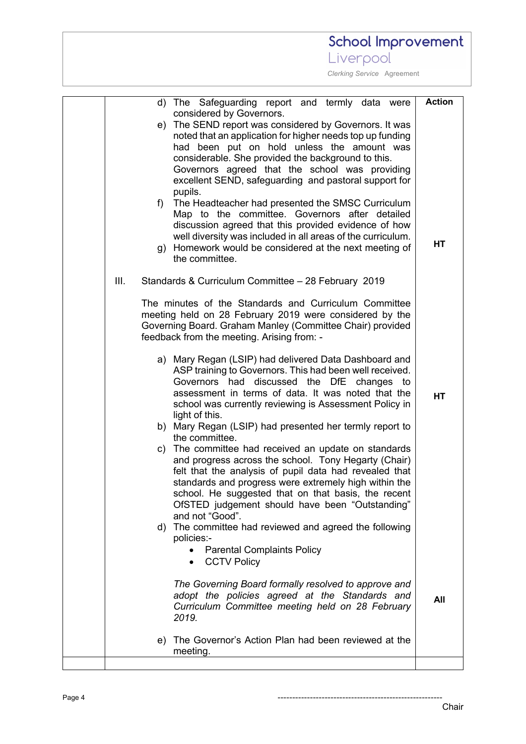| | | Action |
|---|---|---|
| | d) The Safeguarding report and termly data were considered by Governors.<br>e) The SEND report was considered by Governors. It was noted that an application for higher needs top up funding had been put on hold unless the amount was considerable. She provided the background to this. Governors agreed that the school was providing excellent SEND, safeguarding and pastoral support for pupils.<br>f) The Headteacher had presented the SMSC Curriculum Map to the committee. Governors after detailed discussion agreed that this provided evidence of how well diversity was included in all areas of the curriculum.<br>g) Homework would be considered at the next meeting of the committee. | HT |
| | III. Standards & Curriculum Committee – 28 February 2019<br><br>The minutes of the Standards and Curriculum Committee meeting held on 28 February 2019 were considered by the Governing Board. Graham Manley (Committee Chair) provided feedback from the meeting. Arising from: -<br><br>a) Mary Regan (LSIP) had delivered Data Dashboard and ASP training to Governors. This had been well received. Governors had discussed the DfE changes to assessment in terms of data. It was noted that the school was currently reviewing is Assessment Policy in light of this.<br>b) Mary Regan (LSIP) had presented her termly report to the committee.<br>c) The committee had received an update on standards and progress across the school. Tony Hegarty (Chair) felt that the analysis of pupil data had revealed that standards and progress were extremely high within the school. He suggested that on that basis, the recent OfSTED judgement should have been "Outstanding" and not "Good".<br>d) The committee had reviewed and agreed the following policies:-<br>• Parental Complaints Policy<br>• CCTV Policy<br><br>*The Governing Board formally resolved to approve and adopt the policies agreed at the Standards and Curriculum Committee meeting held on 28 February 2019.*<br><br>e) The Governor's Action Plan had been reviewed at the meeting. | HT<br><br>All |
| | | |

------------------------------------------------------------
Chair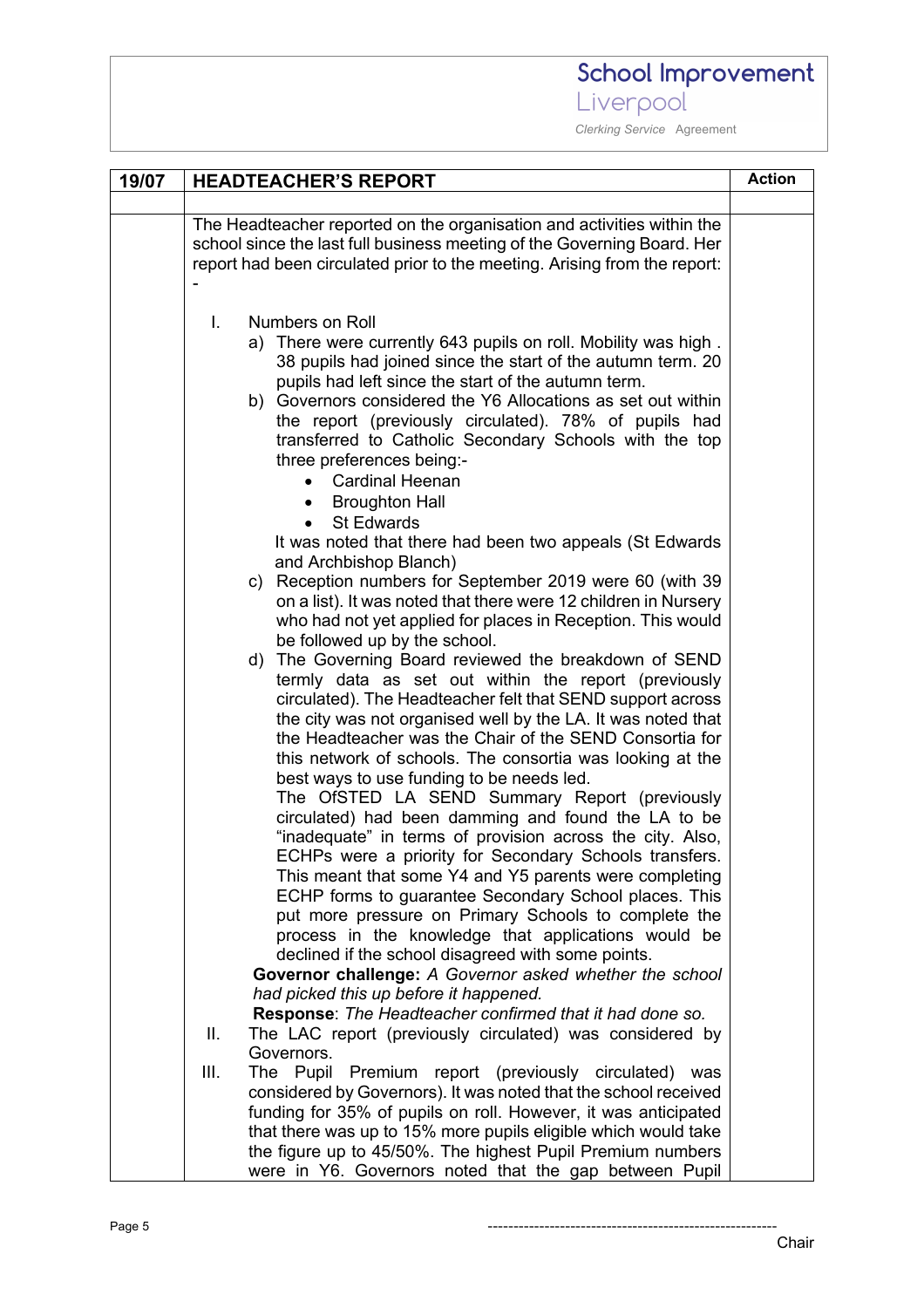| 19/07 | HEADTEACHER'S REPORT | Action |
| --- | --- | --- |
| | | |
| | The Headteacher reported on the organisation and activities within the school since the last full business meeting of the Governing Board. Her report had been circulated prior to the meeting. Arising from the report: -<br><br>I. Numbers on Roll<br>a) There were currently 643 pupils on roll. Mobility was high . 38 pupils had joined since the start of the autumn term. 20 pupils had left since the start of the autumn term.<br>b) Governors considered the Y6 Allocations as set out within the report (previously circulated). 78% of pupils had transferred to Catholic Secondary Schools with the top three preferences being:-<br>• Cardinal Heenan<br>• Broughton Hall<br>• St Edwards<br>It was noted that there had been two appeals (St Edwards and Archbishop Blanch)<br>c) Reception numbers for September 2019 were 60 (with 39 on a list). It was noted that there were 12 children in Nursery who had not yet applied for places in Reception. This would be followed up by the school.<br>d) The Governing Board reviewed the breakdown of SEND termly data as set out within the report (previously circulated). The Headteacher felt that SEND support across the city was not organised well by the LA. It was noted that the Headteacher was the Chair of the SEND Consortia for this network of schools. The consortia was looking at the best ways to use funding to be needs led.<br>The OfSTED LA SEND Summary Report (previously circulated) had been damming and found the LA to be "inadequate" in terms of provision across the city. Also, ECHPs were a priority for Secondary Schools transfers. This meant that some Y4 and Y5 parents were completing ECHP forms to guarantee Secondary School places. This put more pressure on Primary Schools to complete the process in the knowledge that applications would be declined if the school disagreed with some points.<br>**Governor challenge:** *A Governor asked whether the school had picked this up before it happened.*<br>**Response**: *The Headteacher confirmed that it had done so.*<br><br>II. The LAC report (previously circulated) was considered by Governors.<br><br>III. The Pupil Premium report (previously circulated) was considered by Governors). It was noted that the school received funding for 35% of pupils on roll. However, it was anticipated that there was up to 15% more pupils eligible which would take the figure up to 45/50%. The highest Pupil Premium numbers were in Y6. Governors noted that the gap between Pupil | |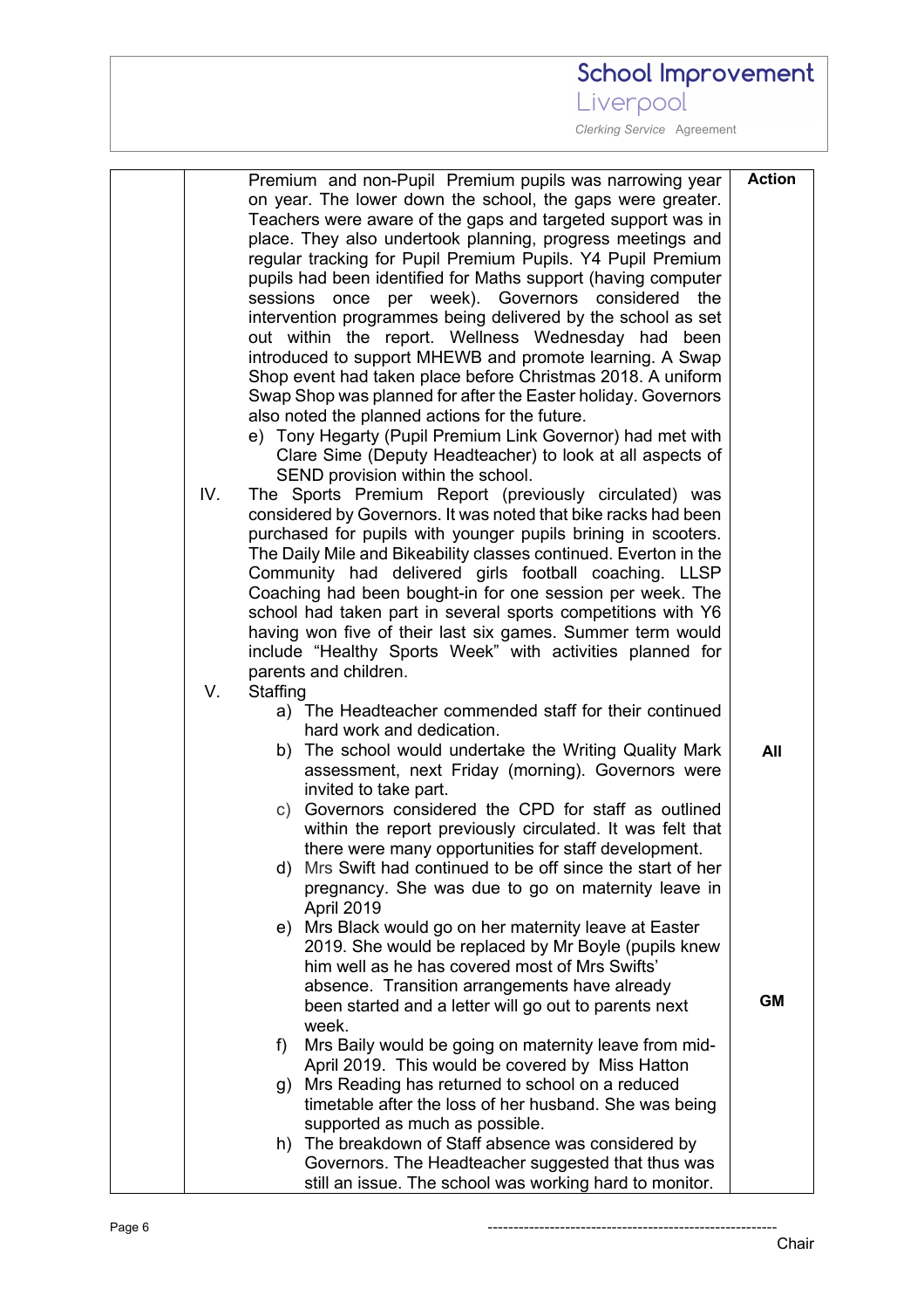| | | | Action |
|---|---|---|---|
| | | Premium and non-Pupil Premium pupils was narrowing year on year. The lower down the school, the gaps were greater. Teachers were aware of the gaps and targeted support was in place. They also undertook planning, progress meetings and regular tracking for Pupil Premium Pupils. Y4 Pupil Premium pupils had been identified for Maths support (having computer sessions once per week). Governors considered the intervention programmes being delivered by the school as set out within the report. Wellness Wednesday had been introduced to support MHEWB and promote learning. A Swap Shop event had taken place before Christmas 2018. A uniform Swap Shop was planned for after the Easter holiday. Governors also noted the planned actions for the future.<br>e) Tony Hegarty (Pupil Premium Link Governor) had met with Clare Sime (Deputy Headteacher) to look at all aspects of SEND provision within the school. | |
| | IV. | The Sports Premium Report (previously circulated) was considered by Governors. It was noted that bike racks had been purchased for pupils with younger pupils brining in scooters. The Daily Mile and Bikeability classes continued. Everton in the Community had delivered girls football coaching. LLSP Coaching had been bought-in for one session per week. The school had taken part in several sports competitions with Y6 having won five of their last six games. Summer term would include "Healthy Sports Week" with activities planned for parents and children. | |
| | V. | Staffing<br>a) The Headteacher commended staff for their continued hard work and dedication.<br>b) The school would undertake the Writing Quality Mark assessment, next Friday (morning). Governors were invited to take part.<br>c) Governors considered the CPD for staff as outlined within the report previously circulated. It was felt that there were many opportunities for staff development.<br>d) Mrs Swift had continued to be off since the start of her pregnancy. She was due to go on maternity leave in April 2019<br>e) Mrs Black would go on her maternity leave at Easter 2019. She would be replaced by Mr Boyle (pupils knew him well as he has covered most of Mrs Swifts' absence. Transition arrangements have already been started and a letter will go out to parents next week.<br>f) Mrs Baily would be going on maternity leave from mid-April 2019. This would be covered by Miss Hatton<br>g) Mrs Reading has returned to school on a reduced timetable after the loss of her husband. She was being supported as much as possible.<br>h) The breakdown of Staff absence was considered by Governors. The Headteacher suggested that thus was still an issue. The school was working hard to monitor. | All<br><br>GM |

--------------------------------------------------------
Chair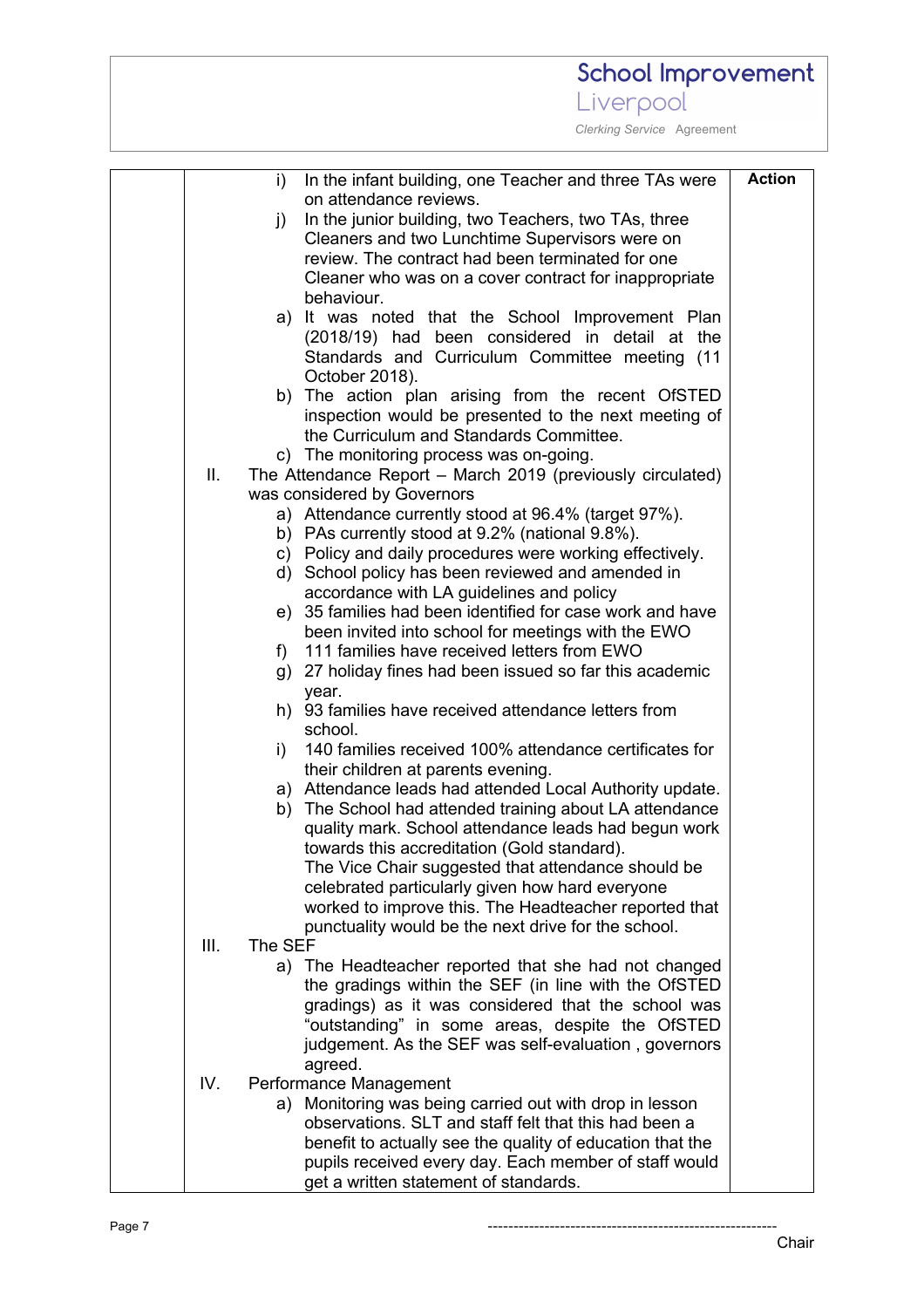|  | Content | Action |
|---|---|---|
|  | i) In the infant building, one Teacher and three TAs were on attendance reviews.<br>j) In the junior building, two Teachers, two TAs, three Cleaners and two Lunchtime Supervisors were on review. The contract had been terminated for one Cleaner who was on a cover contract for inappropriate behaviour.<br>a) It was noted that the School Improvement Plan (2018/19) had been considered in detail at the Standards and Curriculum Committee meeting (11 October 2018).<br>b) The action plan arising from the recent OfSTED inspection would be presented to the next meeting of the Curriculum and Standards Committee.<br>c) The monitoring process was on-going.<br>II. The Attendance Report – March 2019 (previously circulated) was considered by Governors<br>a) Attendance currently stood at 96.4% (target 97%).<br>b) PAs currently stood at 9.2% (national 9.8%).<br>c) Policy and daily procedures were working effectively.<br>d) School policy has been reviewed and amended in accordance with LA guidelines and policy<br>e) 35 families had been identified for case work and have been invited into school for meetings with the EWO<br>f) 111 families have received letters from EWO<br>g) 27 holiday fines had been issued so far this academic year.<br>h) 93 families have received attendance letters from school.<br>i) 140 families received 100% attendance certificates for their children at parents evening.<br>a) Attendance leads had attended Local Authority update.<br>b) The School had attended training about LA attendance quality mark. School attendance leads had begun work towards this accreditation (Gold standard).<br>The Vice Chair suggested that attendance should be celebrated particularly given how hard everyone worked to improve this. The Headteacher reported that punctuality would be the next drive for the school.<br>III. The SEF<br>a) The Headteacher reported that she had not changed the gradings within the SEF (in line with the OfSTED gradings) as it was considered that the school was "outstanding" in some areas, despite the OfSTED judgement. As the SEF was self-evaluation , governors agreed.<br>IV. Performance Management<br>a) Monitoring was being carried out with drop in lesson observations. SLT and staff felt that this had been a benefit to actually see the quality of education that the pupils received every day. Each member of staff would get a written statement of standards. |  |

---------------------------------------------------------
Chair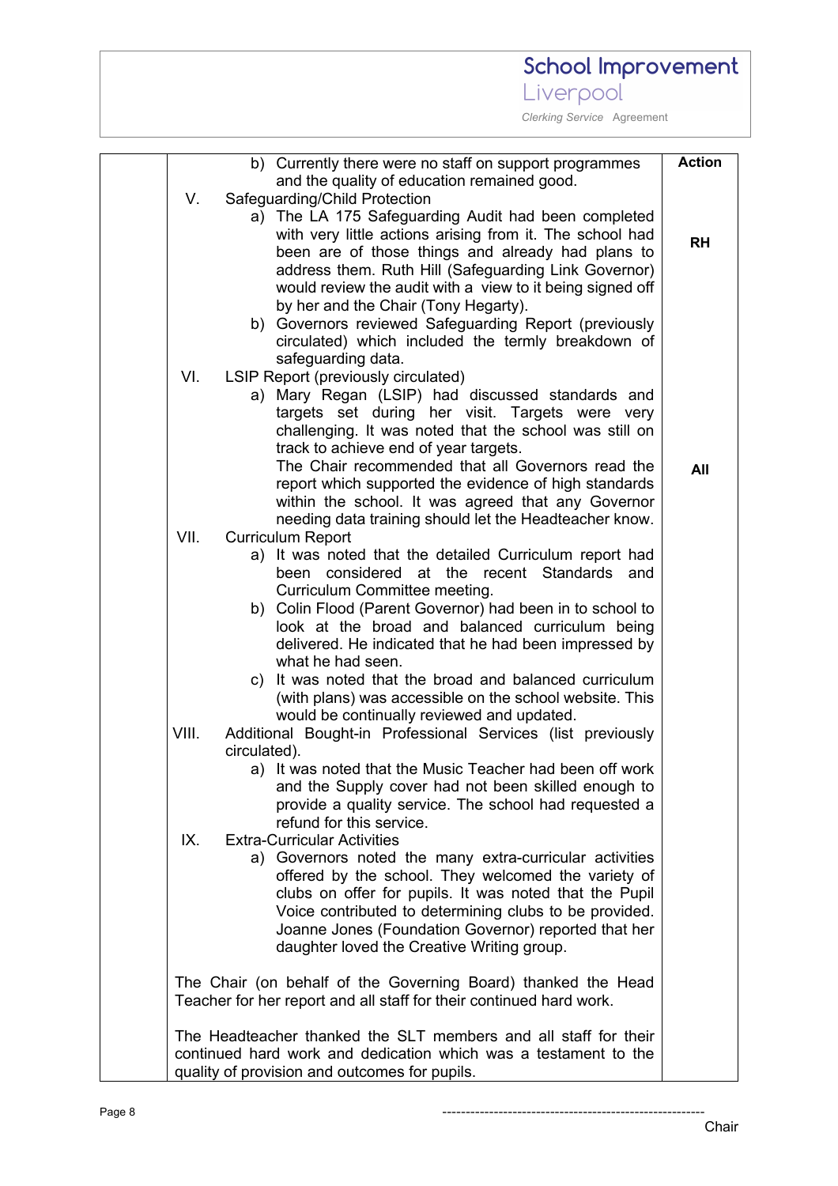| | | Action |
|---|---|---|
| | b) Currently there were no staff on support programmes and the quality of education remained good. | |
| | V. Safeguarding/Child Protection | |
| | a) The LA 175 Safeguarding Audit had been completed with very little actions arising from it. The school had been are of those things and already had plans to address them. Ruth Hill (Safeguarding Link Governor) would review the audit with a view to it being signed off by her and the Chair (Tony Hegarty). | **RH** |
| | b) Governors reviewed Safeguarding Report (previously circulated) which included the termly breakdown of safeguarding data. | |
| | VI. LSIP Report (previously circulated) | |
| | a) Mary Regan (LSIP) had discussed standards and targets set during her visit. Targets were very challenging. It was noted that the school was still on track to achieve end of year targets. The Chair recommended that all Governors read the report which supported the evidence of high standards within the school. It was agreed that any Governor needing data training should let the Headteacher know. | **All** |
| | VII. Curriculum Report | |
| | a) It was noted that the detailed Curriculum report had been considered at the recent Standards and Curriculum Committee meeting. | |
| | b) Colin Flood (Parent Governor) had been in to school to look at the broad and balanced curriculum being delivered. He indicated that he had been impressed by what he had seen. | |
| | c) It was noted that the broad and balanced curriculum (with plans) was accessible on the school website. This would be continually reviewed and updated. | |
| | VIII. Additional Bought-in Professional Services (list previously circulated). | |
| | a) It was noted that the Music Teacher had been off work and the Supply cover had not been skilled enough to provide a quality service. The school had requested a refund for this service. | |
| | IX. Extra-Curricular Activities | |
| | a) Governors noted the many extra-curricular activities offered by the school. They welcomed the variety of clubs on offer for pupils. It was noted that the Pupil Voice contributed to determining clubs to be provided. Joanne Jones (Foundation Governor) reported that her daughter loved the Creative Writing group. | |
| | The Chair (on behalf of the Governing Board) thanked the Head Teacher for her report and all staff for their continued hard work. | |
| | The Headteacher thanked the SLT members and all staff for their continued hard work and dedication which was a testament to the quality of provision and outcomes for pupils. | |

---------------------------------------------------------
Chair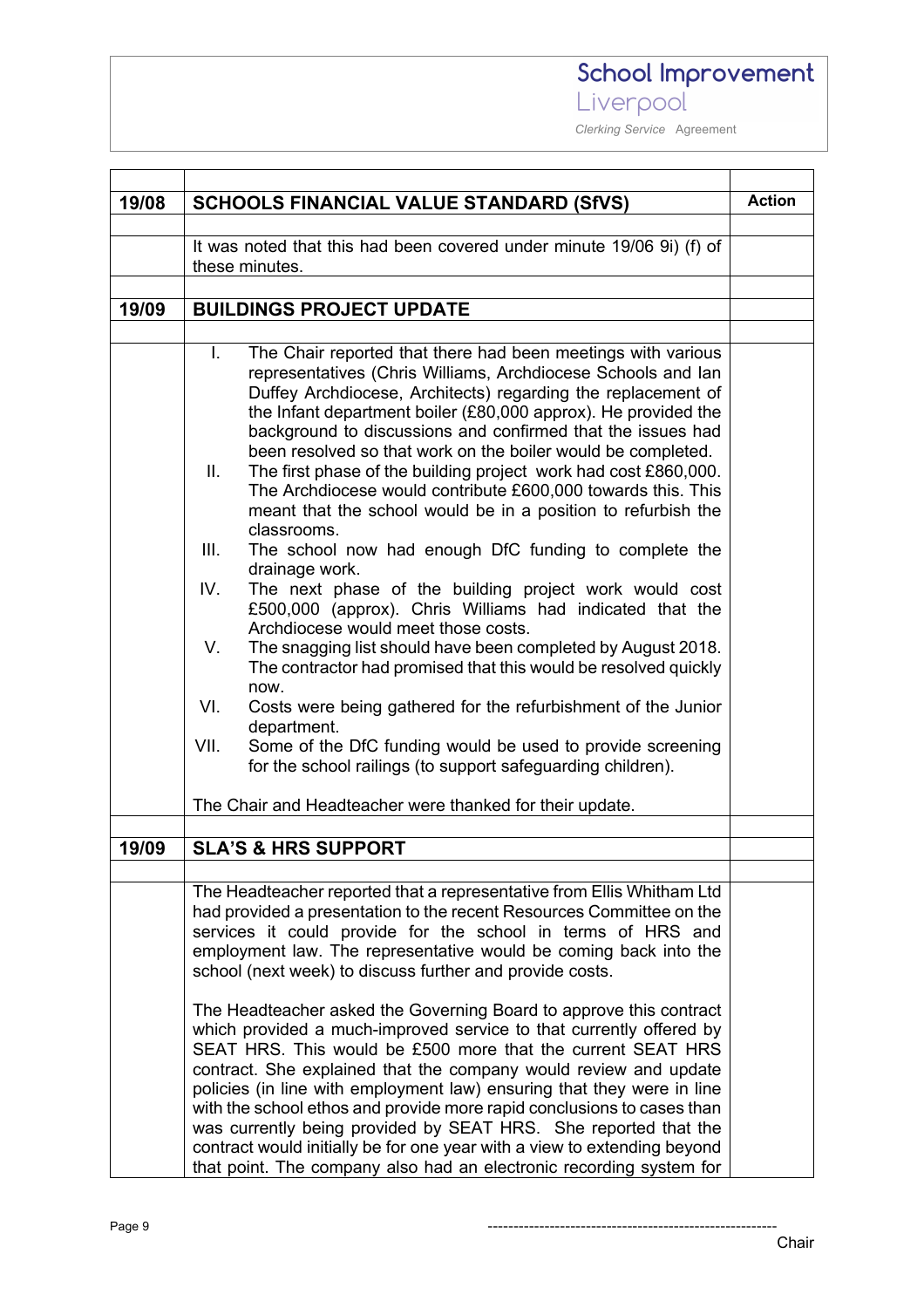| | | |
|---|---|---|
| **19/08** | **SCHOOLS FINANCIAL VALUE STANDARD (SfVS)** | **Action** |
| | It was noted that this had been covered under minute 19/06 9i) (f) of these minutes. | |
| **19/09** | **BUILDINGS PROJECT UPDATE** | |
| | I. The Chair reported that there had been meetings with various representatives (Chris Williams, Archdiocese Schools and Ian Duffey Archdiocese, Architects) regarding the replacement of the Infant department boiler (£80,000 approx). He provided the background to discussions and confirmed that the issues had been resolved so that work on the boiler would be completed.<br>II. The first phase of the building project work had cost £860,000. The Archdiocese would contribute £600,000 towards this. This meant that the school would be in a position to refurbish the classrooms.<br>III. The school now had enough DfC funding to complete the drainage work.<br>IV. The next phase of the building project work would cost £500,000 (approx). Chris Williams had indicated that the Archdiocese would meet those costs.<br>V. The snagging list should have been completed by August 2018. The contractor had promised that this would be resolved quickly now.<br>VI. Costs were being gathered for the refurbishment of the Junior department.<br>VII. Some of the DfC funding would be used to provide screening for the school railings (to support safeguarding children).<br><br>The Chair and Headteacher were thanked for their update. | |
| **19/09** | **SLA'S & HRS SUPPORT** | |
| | The Headteacher reported that a representative from Ellis Whitham Ltd had provided a presentation to the recent Resources Committee on the services it could provide for the school in terms of HRS and employment law. The representative would be coming back into the school (next week) to discuss further and provide costs.<br><br>The Headteacher asked the Governing Board to approve this contract which provided a much-improved service to that currently offered by SEAT HRS. This would be £500 more that the current SEAT HRS contract. She explained that the company would review and update policies (in line with employment law) ensuring that they were in line with the school ethos and provide more rapid conclusions to cases than was currently being provided by SEAT HRS. She reported that the contract would initially be for one year with a view to extending beyond that point. The company also had an electronic recording system for | |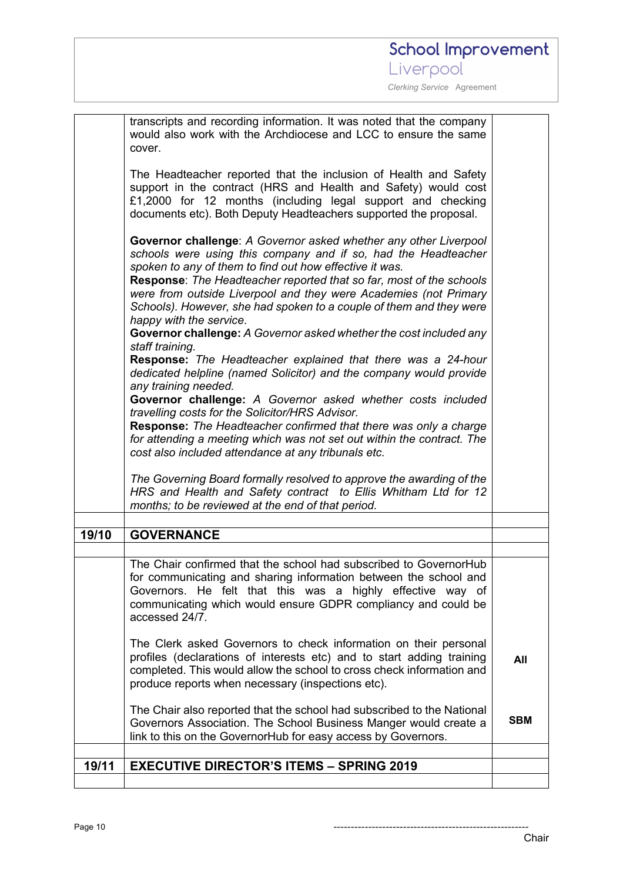| | | |
|---|---|---|
| | transcripts and recording information. It was noted that the company would also work with the Archdiocese and LCC to ensure the same cover.<br><br>The Headteacher reported that the inclusion of Health and Safety support in the contract (HRS and Health and Safety) would cost £1,2000 for 12 months (including legal support and checking documents etc). Both Deputy Headteachers supported the proposal.<br><br>**Governor challenge**: *A Governor asked whether any other Liverpool schools were using this company and if so, had the Headteacher spoken to any of them to find out how effective it was.*<br>**Response**: *The Headteacher reported that so far, most of the schools were from outside Liverpool and they were Academies (not Primary Schools). However, she had spoken to a couple of them and they were happy with the service.*<br>**Governor challenge:** *A Governor asked whether the cost included any staff training.*<br>**Response:** *The Headteacher explained that there was a 24-hour dedicated helpline (named Solicitor) and the company would provide any training needed.*<br>**Governor challenge:** *A Governor asked whether costs included travelling costs for the Solicitor/HRS Advisor.*<br>**Response:** *The Headteacher confirmed that there was only a charge for attending a meeting which was not set out within the contract. The cost also included attendance at any tribunals etc.*<br><br>*The Governing Board formally resolved to approve the awarding of the HRS and Health and Safety contract to Ellis Whitham Ltd for 12 months; to be reviewed at the end of that period.* | |
| | | |
| **19/10** | **GOVERNANCE** | |
| | | |
| | The Chair confirmed that the school had subscribed to GovernorHub for communicating and sharing information between the school and Governors. He felt that this was a highly effective way of communicating which would ensure GDPR compliancy and could be accessed 24/7.<br><br>The Clerk asked Governors to check information on their personal profiles (declarations of interests etc) and to start adding training completed. This would allow the school to cross check information and produce reports when necessary (inspections etc).<br><br>The Chair also reported that the school had subscribed to the National Governors Association. The School Business Manger would create a link to this on the GovernorHub for easy access by Governors. | **All**<br><br>**SBM** |
| | | |
| **19/11** | **EXECUTIVE DIRECTOR'S ITEMS – SPRING 2019** | |
| | | |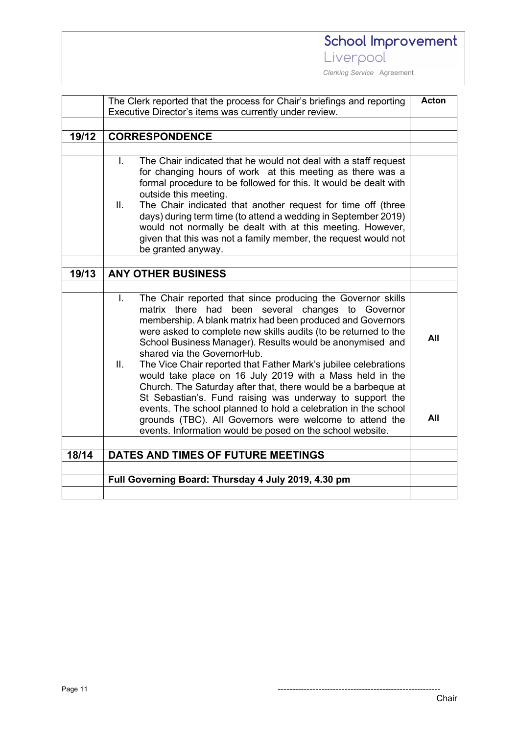| | The Clerk reported that the process for Chair's briefings and reporting Executive Director's items was currently under review. | **Acton** |
|---|---|---|
| | | |
| **19/12** | **CORRESPONDENCE** | |
| | | |
| | I. The Chair indicated that he would not deal with a staff request for changing hours of work at this meeting as there was a formal procedure to be followed for this. It would be dealt with outside this meeting.<br>II. The Chair indicated that another request for time off (three days) during term time (to attend a wedding in September 2019) would not normally be dealt with at this meeting. However, given that this was not a family member, the request would not be granted anyway. | |
| | | |
| **19/13** | **ANY OTHER BUSINESS** | |
| | | |
| | I. The Chair reported that since producing the Governor skills matrix there had been several changes to Governor membership. A blank matrix had been produced and Governors were asked to complete new skills audits (to be returned to the School Business Manager). Results would be anonymised and shared via the GovernorHub.<br>II. The Vice Chair reported that Father Mark's jubilee celebrations would take place on 16 July 2019 with a Mass held in the Church. The Saturday after that, there would be a barbeque at St Sebastian's. Fund raising was underway to support the events. The school planned to hold a celebration in the school grounds (TBC). All Governors were welcome to attend the events. Information would be posed on the school website. | **All**<br><br>**All** |
| | | |
| **18/14** | **DATES AND TIMES OF FUTURE MEETINGS** | |
| | | |
| | **Full Governing Board: Thursday 4 July 2019, 4.30 pm** | |
| | | |

---------------------------------------------------------
Chair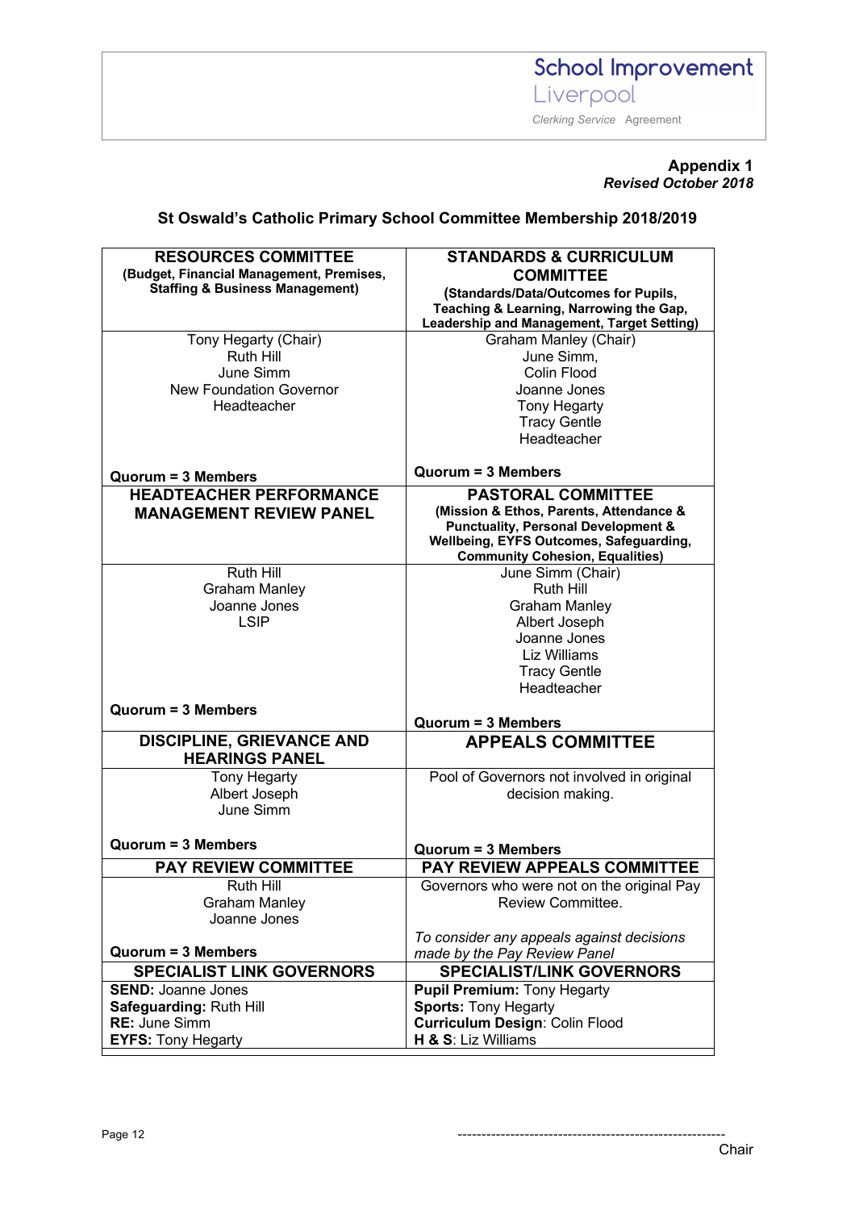**Appendix 1**
***Revised October 2018***

## St Oswald's Catholic Primary School Committee Membership 2018/2019

| | |
|---|---|
| **RESOURCES COMMITTEE**<br>**(Budget, Financial Management, Premises, Staffing & Business Management)** | **STANDARDS & CURRICULUM COMMITTEE**<br>**(Standards/Data/Outcomes for Pupils, Teaching & Learning, Narrowing the Gap, Leadership and Management, Target Setting)** |
| Tony Hegarty (Chair)<br>Ruth Hill<br>June Simm<br>New Foundation Governor<br>Headteacher<br><br>**Quorum = 3 Members** | Graham Manley (Chair)<br>June Simm,<br>Colin Flood<br>Joanne Jones<br>Tony Hegarty<br>Tracy Gentle<br>Headteacher<br><br>**Quorum = 3 Members** |
| **HEADTEACHER PERFORMANCE MANAGEMENT REVIEW PANEL** | **PASTORAL COMMITTEE**<br>**(Mission & Ethos, Parents, Attendance & Punctuality, Personal Development & Wellbeing, EYFS Outcomes, Safeguarding, Community Cohesion, Equalities)** |
| Ruth Hill<br>Graham Manley<br>Joanne Jones<br>LSIP<br><br>**Quorum = 3 Members** | June Simm (Chair)<br>Ruth Hill<br>Graham Manley<br>Albert Joseph<br>Joanne Jones<br>Liz Williams<br>Tracy Gentle<br>Headteacher<br><br>**Quorum = 3 Members** |
| **DISCIPLINE, GRIEVANCE AND HEARINGS PANEL** | **APPEALS COMMITTEE** |
| Tony Hegarty<br>Albert Joseph<br>June Simm<br><br>**Quorum = 3 Members** | Pool of Governors not involved in original decision making.<br><br>**Quorum = 3 Members** |
| **PAY REVIEW COMMITTEE** | **PAY REVIEW APPEALS COMMITTEE** |
| Ruth Hill<br>Graham Manley<br>Joanne Jones<br><br>**Quorum = 3 Members** | Governors who were not on the original Pay Review Committee.<br><br>*To consider any appeals against decisions made by the Pay Review Panel* |
| **SPECIALIST LINK GOVERNORS** | **SPECIALIST/LINK GOVERNORS** |
| **SEND:** Joanne Jones<br>**Safeguarding:** Ruth Hill<br>**RE:** June Simm<br>**EYFS:** Tony Hegarty | **Pupil Premium:** Tony Hegarty<br>**Sports:** Tony Hegarty<br>**Curriculum Design**: Colin Flood<br>**H & S**: Liz Williams |

--------------------------------------------------------
Chair